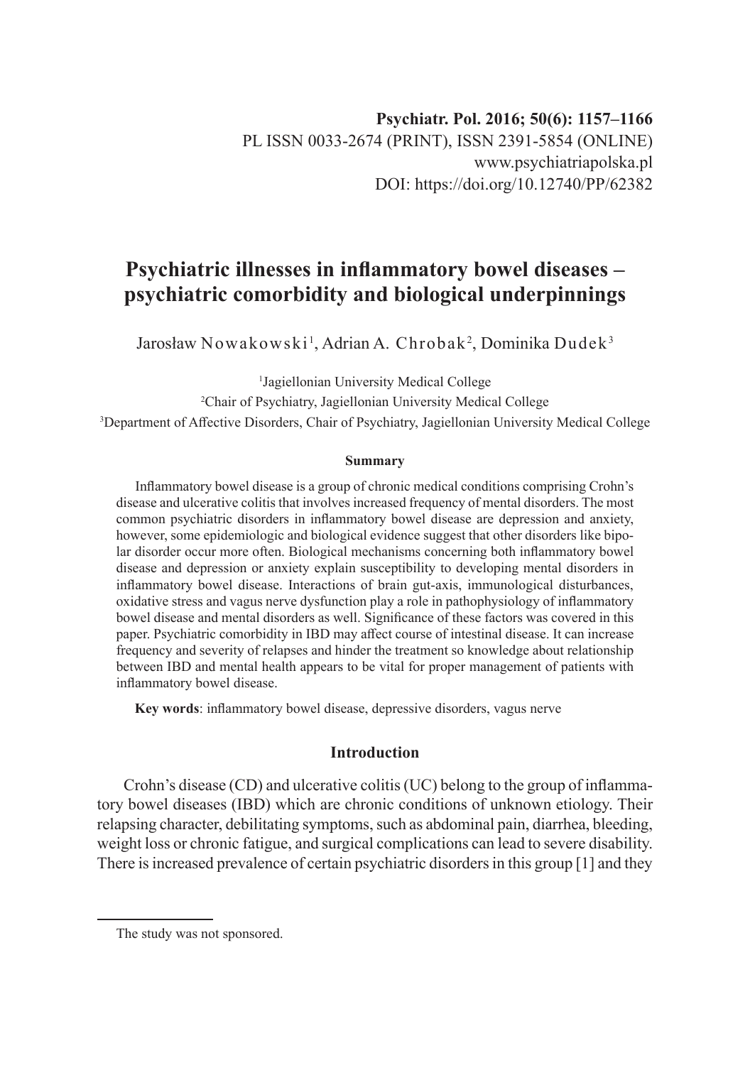# Psychiatric illnesses in inflammatory bowel diseases – psychiatric comorbidity and biological underpinnings

Jarosław Nowakowski[1], Adrian A. Chrobak[2], Dominika Dudek[3]

[1]Jagiellonian University Medical College

[2]Chair of Psychiatry, Jagiellonian University Medical College

[3]Department of Affective Disorders, Chair of Psychiatry, Jagiellonian University Medical College

#### Summary

Inflammatory bowel disease is a group of chronic medical conditions comprising Crohn's disease and ulcerative colitis that involves increased frequency of mental disorders. The most common psychiatric disorders in inflammatory bowel disease are depression and anxiety, however, some epidemiologic and biological evidence suggest that other disorders like bipolar disorder occur more often. Biological mechanisms concerning both inflammatory bowel disease and depression or anxiety explain susceptibility to developing mental disorders in inflammatory bowel disease. Interactions of brain gut-axis, immunological disturbances, oxidative stress and vagus nerve dysfunction play a role in pathophysiology of inflammatory bowel disease and mental disorders as well. Significance of these factors was covered in this paper. Psychiatric comorbidity in IBD may affect course of intestinal disease. It can increase frequency and severity of relapses and hinder the treatment so knowledge about relationship between IBD and mental health appears to be vital for proper management of patients with inflammatory bowel disease.

**Key words**: inflammatory bowel disease, depressive disorders, vagus nerve

## Introduction

Crohn's disease (CD) and ulcerative colitis (UC) belong to the group of inflammatory bowel diseases (IBD) which are chronic conditions of unknown etiology. Their relapsing character, debilitating symptoms, such as abdominal pain, diarrhea, bleeding, weight loss or chronic fatigue, and surgical complications can lead to severe disability. There is increased prevalence of certain psychiatric disorders in this group [1] and they

The study was not sponsored.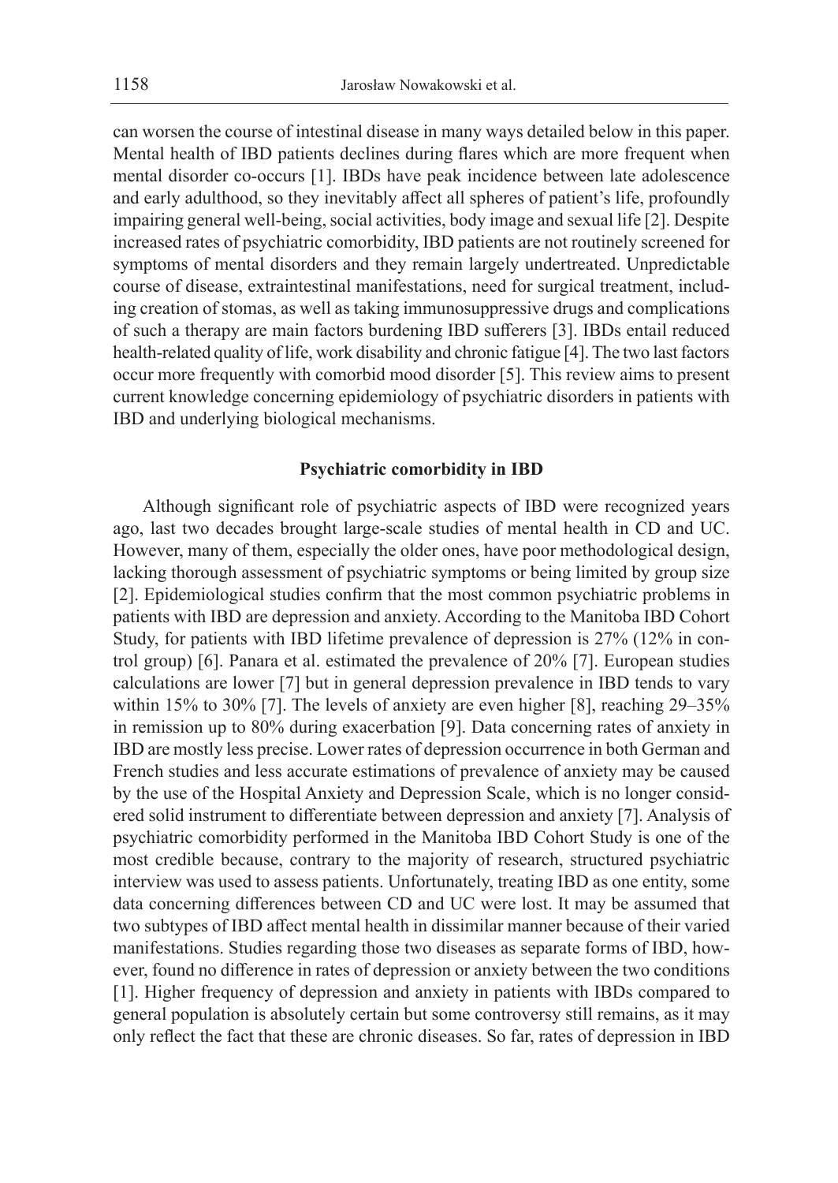can worsen the course of intestinal disease in many ways detailed below in this paper. Mental health of IBD patients declines during flares which are more frequent when mental disorder co-occurs [1]. IBDs have peak incidence between late adolescence and early adulthood, so they inevitably affect all spheres of patient's life, profoundly impairing general well-being, social activities, body image and sexual life [2]. Despite increased rates of psychiatric comorbidity, IBD patients are not routinely screened for symptoms of mental disorders and they remain largely undertreated. Unpredictable course of disease, extraintestinal manifestations, need for surgical treatment, including creation of stomas, as well as taking immunosuppressive drugs and complications of such a therapy are main factors burdening IBD sufferers [3]. IBDs entail reduced health-related quality of life, work disability and chronic fatigue [4]. The two last factors occur more frequently with comorbid mood disorder [5]. This review aims to present current knowledge concerning epidemiology of psychiatric disorders in patients with IBD and underlying biological mechanisms.

## Psychiatric comorbidity in IBD

Although significant role of psychiatric aspects of IBD were recognized years ago, last two decades brought large-scale studies of mental health in CD and UC. However, many of them, especially the older ones, have poor methodological design, lacking thorough assessment of psychiatric symptoms or being limited by group size [2]. Epidemiological studies confirm that the most common psychiatric problems in patients with IBD are depression and anxiety. According to the Manitoba IBD Cohort Study, for patients with IBD lifetime prevalence of depression is 27% (12% in control group) [6]. Panara et al. estimated the prevalence of 20% [7]. European studies calculations are lower [7] but in general depression prevalence in IBD tends to vary within 15% to 30% [7]. The levels of anxiety are even higher [8], reaching 29–35% in remission up to 80% during exacerbation [9]. Data concerning rates of anxiety in IBD are mostly less precise. Lower rates of depression occurrence in both German and French studies and less accurate estimations of prevalence of anxiety may be caused by the use of the Hospital Anxiety and Depression Scale, which is no longer considered solid instrument to differentiate between depression and anxiety [7]. Analysis of psychiatric comorbidity performed in the Manitoba IBD Cohort Study is one of the most credible because, contrary to the majority of research, structured psychiatric interview was used to assess patients. Unfortunately, treating IBD as one entity, some data concerning differences between CD and UC were lost. It may be assumed that two subtypes of IBD affect mental health in dissimilar manner because of their varied manifestations. Studies regarding those two diseases as separate forms of IBD, however, found no difference in rates of depression or anxiety between the two conditions [1]. Higher frequency of depression and anxiety in patients with IBDs compared to general population is absolutely certain but some controversy still remains, as it may only reflect the fact that these are chronic diseases. So far, rates of depression in IBD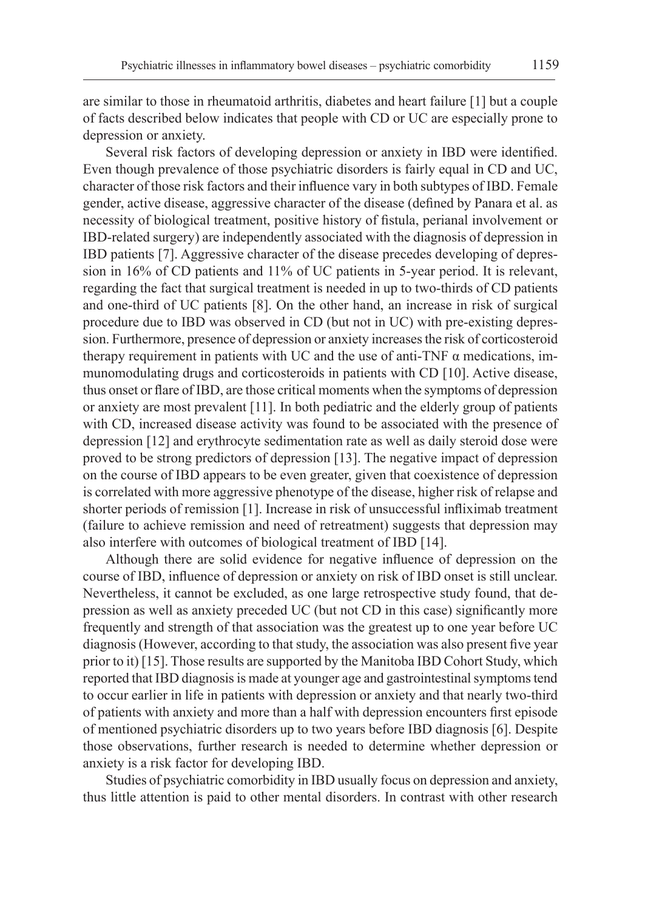are similar to those in rheumatoid arthritis, diabetes and heart failure [1] but a couple of facts described below indicates that people with CD or UC are especially prone to depression or anxiety.

Several risk factors of developing depression or anxiety in IBD were identified. Even though prevalence of those psychiatric disorders is fairly equal in CD and UC, character of those risk factors and their influence vary in both subtypes of IBD. Female gender, active disease, aggressive character of the disease (defined by Panara et al. as necessity of biological treatment, positive history of fistula, perianal involvement or IBD-related surgery) are independently associated with the diagnosis of depression in IBD patients [7]. Aggressive character of the disease precedes developing of depression in 16% of CD patients and 11% of UC patients in 5-year period. It is relevant, regarding the fact that surgical treatment is needed in up to two-thirds of CD patients and one-third of UC patients [8]. On the other hand, an increase in risk of surgical procedure due to IBD was observed in CD (but not in UC) with pre-existing depression. Furthermore, presence of depression or anxiety increases the risk of corticosteroid therapy requirement in patients with UC and the use of anti-TNF α medications, immunomodulating drugs and corticosteroids in patients with CD [10]. Active disease, thus onset or flare of IBD, are those critical moments when the symptoms of depression or anxiety are most prevalent [11]. In both pediatric and the elderly group of patients with CD, increased disease activity was found to be associated with the presence of depression [12] and erythrocyte sedimentation rate as well as daily steroid dose were proved to be strong predictors of depression [13]. The negative impact of depression on the course of IBD appears to be even greater, given that coexistence of depression is correlated with more aggressive phenotype of the disease, higher risk of relapse and shorter periods of remission [1]. Increase in risk of unsuccessful infliximab treatment (failure to achieve remission and need of retreatment) suggests that depression may also interfere with outcomes of biological treatment of IBD [14].

Although there are solid evidence for negative influence of depression on the course of IBD, influence of depression or anxiety on risk of IBD onset is still unclear. Nevertheless, it cannot be excluded, as one large retrospective study found, that depression as well as anxiety preceded UC (but not CD in this case) significantly more frequently and strength of that association was the greatest up to one year before UC diagnosis (However, according to that study, the association was also present five year prior to it) [15]. Those results are supported by the Manitoba IBD Cohort Study, which reported that IBD diagnosis is made at younger age and gastrointestinal symptoms tend to occur earlier in life in patients with depression or anxiety and that nearly two-third of patients with anxiety and more than a half with depression encounters first episode of mentioned psychiatric disorders up to two years before IBD diagnosis [6]. Despite those observations, further research is needed to determine whether depression or anxiety is a risk factor for developing IBD.

Studies of psychiatric comorbidity in IBD usually focus on depression and anxiety, thus little attention is paid to other mental disorders. In contrast with other research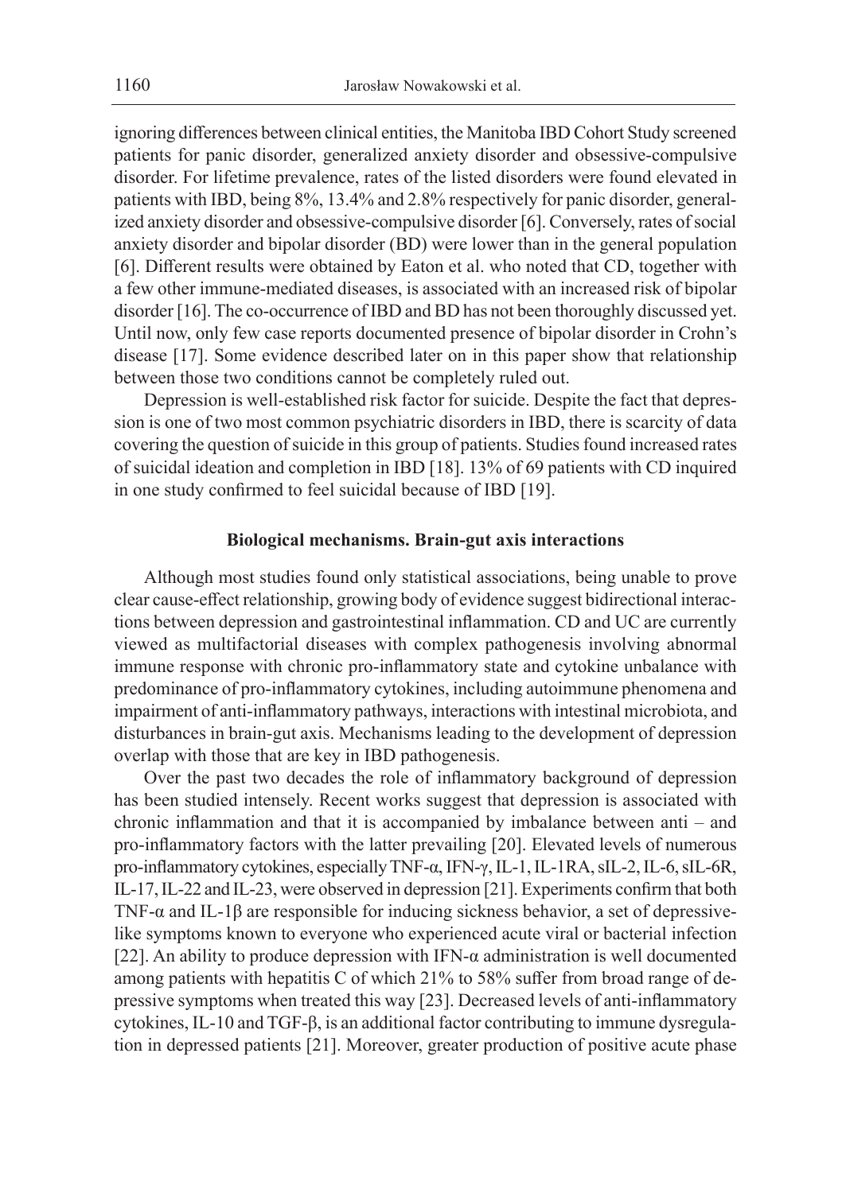ignoring differences between clinical entities, the Manitoba IBD Cohort Study screened patients for panic disorder, generalized anxiety disorder and obsessive-compulsive disorder. For lifetime prevalence, rates of the listed disorders were found elevated in patients with IBD, being 8%, 13.4% and 2.8% respectively for panic disorder, generalized anxiety disorder and obsessive-compulsive disorder [6]. Conversely, rates of social anxiety disorder and bipolar disorder (BD) were lower than in the general population [6]. Different results were obtained by Eaton et al. who noted that CD, together with a few other immune-mediated diseases, is associated with an increased risk of bipolar disorder [16]. The co-occurrence of IBD and BD has not been thoroughly discussed yet. Until now, only few case reports documented presence of bipolar disorder in Crohn's disease [17]. Some evidence described later on in this paper show that relationship between those two conditions cannot be completely ruled out.

Depression is well-established risk factor for suicide. Despite the fact that depression is one of two most common psychiatric disorders in IBD, there is scarcity of data covering the question of suicide in this group of patients. Studies found increased rates of suicidal ideation and completion in IBD [18]. 13% of 69 patients with CD inquired in one study confirmed to feel suicidal because of IBD [19].

## Biological mechanisms. Brain-gut axis interactions

Although most studies found only statistical associations, being unable to prove clear cause-effect relationship, growing body of evidence suggest bidirectional interactions between depression and gastrointestinal inflammation. CD and UC are currently viewed as multifactorial diseases with complex pathogenesis involving abnormal immune response with chronic pro-inflammatory state and cytokine unbalance with predominance of pro-inflammatory cytokines, including autoimmune phenomena and impairment of anti-inflammatory pathways, interactions with intestinal microbiota, and disturbances in brain-gut axis. Mechanisms leading to the development of depression overlap with those that are key in IBD pathogenesis.

Over the past two decades the role of inflammatory background of depression has been studied intensely. Recent works suggest that depression is associated with chronic inflammation and that it is accompanied by imbalance between anti – and pro-inflammatory factors with the latter prevailing [20]. Elevated levels of numerous pro-inflammatory cytokines, especially TNF-α, IFN-γ, IL-1, IL-1RA, sIL-2, IL-6, sIL-6R, IL-17, IL-22 and IL-23, were observed in depression [21]. Experiments confirm that both TNF-α and IL-1β are responsible for inducing sickness behavior, a set of depressive-like symptoms known to everyone who experienced acute viral or bacterial infection [22]. An ability to produce depression with IFN-α administration is well documented among patients with hepatitis C of which 21% to 58% suffer from broad range of depressive symptoms when treated this way [23]. Decreased levels of anti-inflammatory cytokines, IL-10 and TGF-β, is an additional factor contributing to immune dysregulation in depressed patients [21]. Moreover, greater production of positive acute phase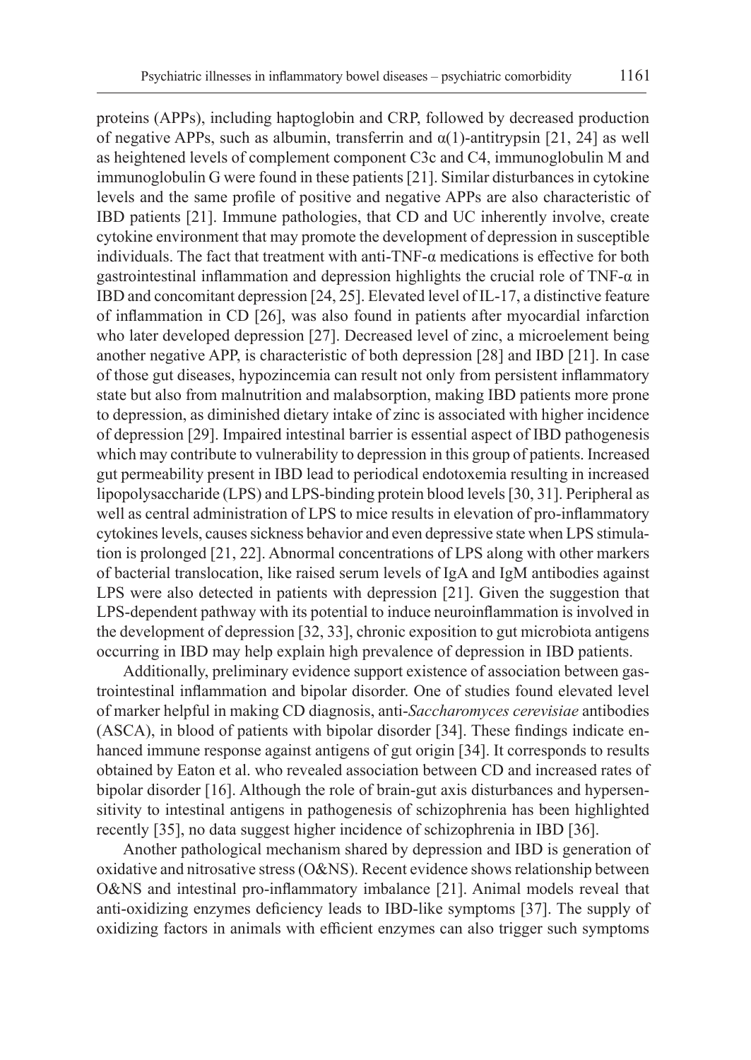proteins (APPs), including haptoglobin and CRP, followed by decreased production of negative APPs, such as albumin, transferrin and α(1)-antitrypsin [21, 24] as well as heightened levels of complement component C3c and C4, immunoglobulin M and immunoglobulin G were found in these patients [21]. Similar disturbances in cytokine levels and the same profile of positive and negative APPs are also characteristic of IBD patients [21]. Immune pathologies, that CD and UC inherently involve, create cytokine environment that may promote the development of depression in susceptible individuals. The fact that treatment with anti-TNF-α medications is effective for both gastrointestinal inflammation and depression highlights the crucial role of TNF-α in IBD and concomitant depression [24, 25]. Elevated level of IL-17, a distinctive feature of inflammation in CD [26], was also found in patients after myocardial infarction who later developed depression [27]. Decreased level of zinc, a microelement being another negative APP, is characteristic of both depression [28] and IBD [21]. In case of those gut diseases, hypozincemia can result not only from persistent inflammatory state but also from malnutrition and malabsorption, making IBD patients more prone to depression, as diminished dietary intake of zinc is associated with higher incidence of depression [29]. Impaired intestinal barrier is essential aspect of IBD pathogenesis which may contribute to vulnerability to depression in this group of patients. Increased gut permeability present in IBD lead to periodical endotoxemia resulting in increased lipopolysaccharide (LPS) and LPS-binding protein blood levels [30, 31]. Peripheral as well as central administration of LPS to mice results in elevation of pro-inflammatory cytokines levels, causes sickness behavior and even depressive state when LPS stimulation is prolonged [21, 22]. Abnormal concentrations of LPS along with other markers of bacterial translocation, like raised serum levels of IgA and IgM antibodies against LPS were also detected in patients with depression [21]. Given the suggestion that LPS-dependent pathway with its potential to induce neuroinflammation is involved in the development of depression [32, 33], chronic exposition to gut microbiota antigens occurring in IBD may help explain high prevalence of depression in IBD patients.

Additionally, preliminary evidence support existence of association between gastrointestinal inflammation and bipolar disorder. One of studies found elevated level of marker helpful in making CD diagnosis, anti-*Saccharomyces cerevisiae* antibodies (ASCA), in blood of patients with bipolar disorder [34]. These findings indicate enhanced immune response against antigens of gut origin [34]. It corresponds to results obtained by Eaton et al. who revealed association between CD and increased rates of bipolar disorder [16]. Although the role of brain-gut axis disturbances and hypersensitivity to intestinal antigens in pathogenesis of schizophrenia has been highlighted recently [35], no data suggest higher incidence of schizophrenia in IBD [36].

Another pathological mechanism shared by depression and IBD is generation of oxidative and nitrosative stress (O&NS). Recent evidence shows relationship between O&NS and intestinal pro-inflammatory imbalance [21]. Animal models reveal that anti-oxidizing enzymes deficiency leads to IBD-like symptoms [37]. The supply of oxidizing factors in animals with efficient enzymes can also trigger such symptoms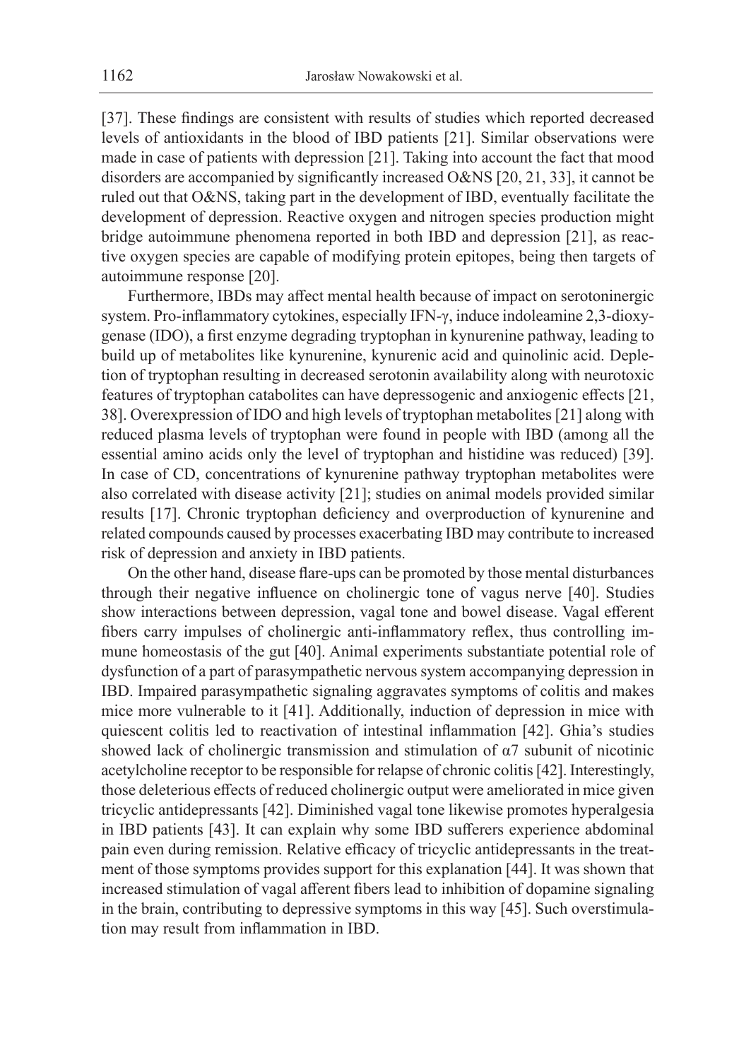[37]. These findings are consistent with results of studies which reported decreased levels of antioxidants in the blood of IBD patients [21]. Similar observations were made in case of patients with depression [21]. Taking into account the fact that mood disorders are accompanied by significantly increased O&NS [20, 21, 33], it cannot be ruled out that O&NS, taking part in the development of IBD, eventually facilitate the development of depression. Reactive oxygen and nitrogen species production might bridge autoimmune phenomena reported in both IBD and depression [21], as reactive oxygen species are capable of modifying protein epitopes, being then targets of autoimmune response [20].

Furthermore, IBDs may affect mental health because of impact on serotoninergic system. Pro-inflammatory cytokines, especially IFN-γ, induce indoleamine 2,3-dioxygenase (IDO), a first enzyme degrading tryptophan in kynurenine pathway, leading to build up of metabolites like kynurenine, kynurenic acid and quinolinic acid. Depletion of tryptophan resulting in decreased serotonin availability along with neurotoxic features of tryptophan catabolites can have depressogenic and anxiogenic effects [21, 38]. Overexpression of IDO and high levels of tryptophan metabolites [21] along with reduced plasma levels of tryptophan were found in people with IBD (among all the essential amino acids only the level of tryptophan and histidine was reduced) [39]. In case of CD, concentrations of kynurenine pathway tryptophan metabolites were also correlated with disease activity [21]; studies on animal models provided similar results [17]. Chronic tryptophan deficiency and overproduction of kynurenine and related compounds caused by processes exacerbating IBD may contribute to increased risk of depression and anxiety in IBD patients.

On the other hand, disease flare-ups can be promoted by those mental disturbances through their negative influence on cholinergic tone of vagus nerve [40]. Studies show interactions between depression, vagal tone and bowel disease. Vagal efferent fibers carry impulses of cholinergic anti-inflammatory reflex, thus controlling immune homeostasis of the gut [40]. Animal experiments substantiate potential role of dysfunction of a part of parasympathetic nervous system accompanying depression in IBD. Impaired parasympathetic signaling aggravates symptoms of colitis and makes mice more vulnerable to it [41]. Additionally, induction of depression in mice with quiescent colitis led to reactivation of intestinal inflammation [42]. Ghia's studies showed lack of cholinergic transmission and stimulation of α7 subunit of nicotinic acetylcholine receptor to be responsible for relapse of chronic colitis [42]. Interestingly, those deleterious effects of reduced cholinergic output were ameliorated in mice given tricyclic antidepressants [42]. Diminished vagal tone likewise promotes hyperalgesia in IBD patients [43]. It can explain why some IBD sufferers experience abdominal pain even during remission. Relative efficacy of tricyclic antidepressants in the treatment of those symptoms provides support for this explanation [44]. It was shown that increased stimulation of vagal afferent fibers lead to inhibition of dopamine signaling in the brain, contributing to depressive symptoms in this way [45]. Such overstimulation may result from inflammation in IBD.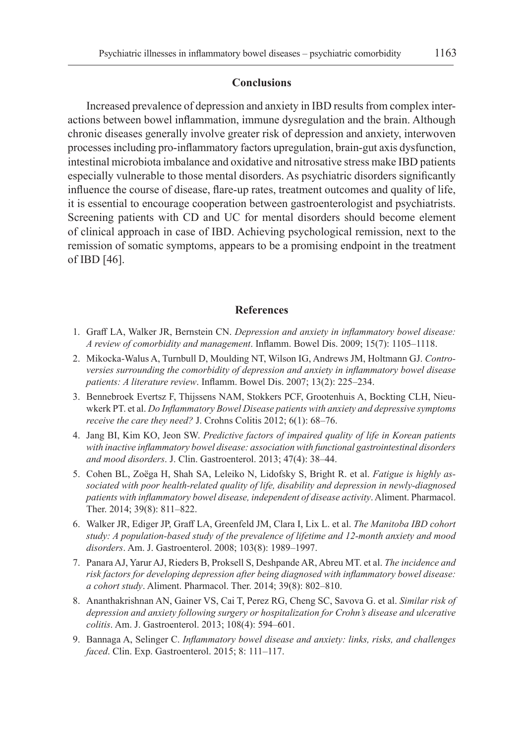## Conclusions

Increased prevalence of depression and anxiety in IBD results from complex interactions between bowel inflammation, immune dysregulation and the brain. Although chronic diseases generally involve greater risk of depression and anxiety, interwoven processes including pro-inflammatory factors upregulation, brain-gut axis dysfunction, intestinal microbiota imbalance and oxidative and nitrosative stress make IBD patients especially vulnerable to those mental disorders. As psychiatric disorders significantly influence the course of disease, flare-up rates, treatment outcomes and quality of life, it is essential to encourage cooperation between gastroenterologist and psychiatrists. Screening patients with CD and UC for mental disorders should become element of clinical approach in case of IBD. Achieving psychological remission, next to the remission of somatic symptoms, appears to be a promising endpoint in the treatment of IBD [46].

## References

1. Graff LA, Walker JR, Bernstein CN. *Depression and anxiety in inflammatory bowel disease: A review of comorbidity and management*. Inflamm. Bowel Dis. 2009; 15(7): 1105–1118.
2. Mikocka-Walus A, Turnbull D, Moulding NT, Wilson IG, Andrews JM, Holtmann GJ. *Controversies surrounding the comorbidity of depression and anxiety in inflammatory bowel disease patients: A literature review*. Inflamm. Bowel Dis. 2007; 13(2): 225–234.
3. Bennebroek Evertsz F, Thijssens NAM, Stokkers PCF, Grootenhuis A, Bockting CLH, Nieuwkerk PT. et al. *Do Inflammatory Bowel Disease patients with anxiety and depressive symptoms receive the care they need?* J. Crohns Colitis 2012; 6(1): 68–76.
4. Jang BI, Kim KO, Jeon SW. *Predictive factors of impaired quality of life in Korean patients with inactive inflammatory bowel disease: association with functional gastrointestinal disorders and mood disorders*. J. Clin. Gastroenterol. 2013; 47(4): 38–44.
5. Cohen BL, Zoëga H, Shah SA, Leleiko N, Lidofsky S, Bright R. et al. *Fatigue is highly associated with poor health-related quality of life, disability and depression in newly-diagnosed patients with inflammatory bowel disease, independent of disease activity*. Aliment. Pharmacol. Ther. 2014; 39(8): 811–822.
6. Walker JR, Ediger JP, Graff LA, Greenfeld JM, Clara I, Lix L. et al. *The Manitoba IBD cohort study: A population-based study of the prevalence of lifetime and 12-month anxiety and mood disorders*. Am. J. Gastroenterol. 2008; 103(8): 1989–1997.
7. Panara AJ, Yarur AJ, Rieders B, Proksell S, Deshpande AR, Abreu MT. et al. *The incidence and risk factors for developing depression after being diagnosed with inflammatory bowel disease: a cohort study*. Aliment. Pharmacol. Ther. 2014; 39(8): 802–810.
8. Ananthakrishnan AN, Gainer VS, Cai T, Perez RG, Cheng SC, Savova G. et al. *Similar risk of depression and anxiety following surgery or hospitalization for Crohn's disease and ulcerative colitis*. Am. J. Gastroenterol. 2013; 108(4): 594–601.
9. Bannaga A, Selinger C. *Inflammatory bowel disease and anxiety: links, risks, and challenges faced*. Clin. Exp. Gastroenterol. 2015; 8: 111–117.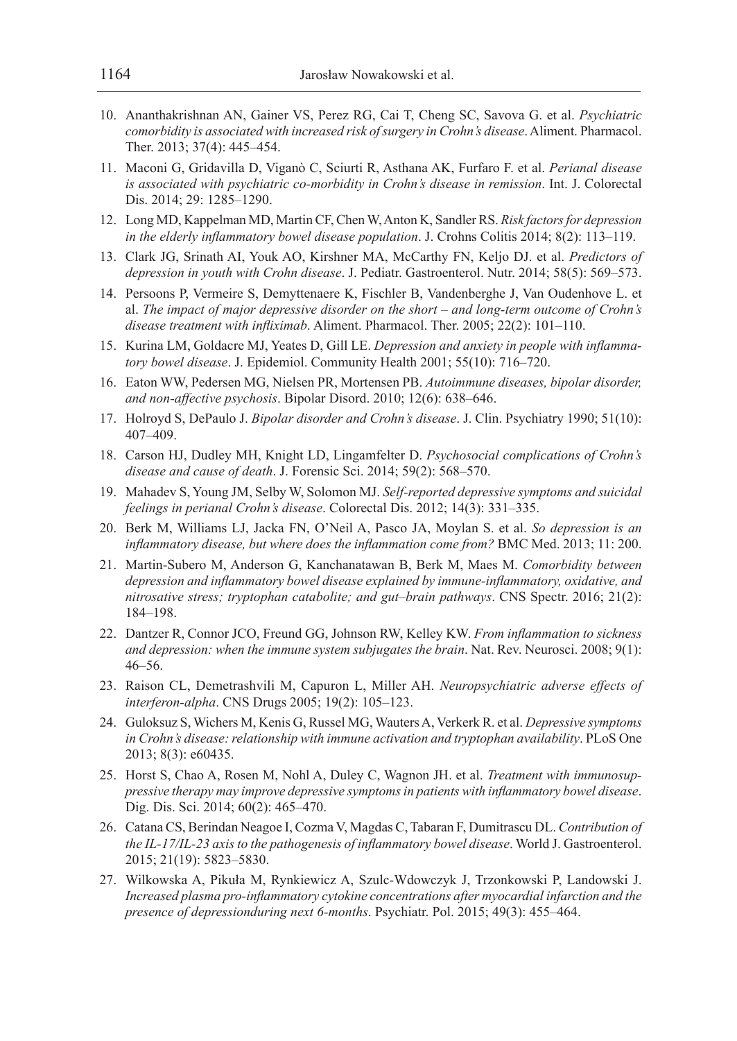10. Ananthakrishnan AN, Gainer VS, Perez RG, Cai T, Cheng SC, Savova G. et al. *Psychiatric comorbidity is associated with increased risk of surgery in Crohn's disease*. Aliment. Pharmacol. Ther. 2013; 37(4): 445–454.
11. Maconi G, Gridavilla D, Viganò C, Sciurti R, Asthana AK, Furfaro F. et al. *Perianal disease is associated with psychiatric co-morbidity in Crohn's disease in remission*. Int. J. Colorectal Dis. 2014; 29: 1285–1290.
12. Long MD, Kappelman MD, Martin CF, Chen W, Anton K, Sandler RS. *Risk factors for depression in the elderly inflammatory bowel disease population*. J. Crohns Colitis 2014; 8(2): 113–119.
13. Clark JG, Srinath AI, Youk AO, Kirshner MA, McCarthy FN, Keljo DJ. et al. *Predictors of depression in youth with Crohn disease*. J. Pediatr. Gastroenterol. Nutr. 2014; 58(5): 569–573.
14. Persoons P, Vermeire S, Demyttenaere K, Fischler B, Vandenberghe J, Van Oudenhove L. et al. *The impact of major depressive disorder on the short – and long-term outcome of Crohn's disease treatment with infliximab*. Aliment. Pharmacol. Ther. 2005; 22(2): 101–110.
15. Kurina LM, Goldacre MJ, Yeates D, Gill LE. *Depression and anxiety in people with inflammatory bowel disease*. J. Epidemiol. Community Health 2001; 55(10): 716–720.
16. Eaton WW, Pedersen MG, Nielsen PR, Mortensen PB. *Autoimmune diseases, bipolar disorder, and non-affective psychosis*. Bipolar Disord. 2010; 12(6): 638–646.
17. Holroyd S, DePaulo J. *Bipolar disorder and Crohn's disease*. J. Clin. Psychiatry 1990; 51(10): 407–409.
18. Carson HJ, Dudley MH, Knight LD, Lingamfelter D. *Psychosocial complications of Crohn's disease and cause of death*. J. Forensic Sci. 2014; 59(2): 568–570.
19. Mahadev S, Young JM, Selby W, Solomon MJ. *Self-reported depressive symptoms and suicidal feelings in perianal Crohn's disease*. Colorectal Dis. 2012; 14(3): 331–335.
20. Berk M, Williams LJ, Jacka FN, O'Neil A, Pasco JA, Moylan S. et al. *So depression is an inflammatory disease, but where does the inflammation come from?* BMC Med. 2013; 11: 200.
21. Martin-Subero M, Anderson G, Kanchanatawan B, Berk M, Maes M. *Comorbidity between depression and inflammatory bowel disease explained by immune-inflammatory, oxidative, and nitrosative stress; tryptophan catabolite; and gut–brain pathways*. CNS Spectr. 2016; 21(2): 184–198.
22. Dantzer R, Connor JCO, Freund GG, Johnson RW, Kelley KW. *From inflammation to sickness and depression: when the immune system subjugates the brain*. Nat. Rev. Neurosci. 2008; 9(1): 46–56.
23. Raison CL, Demetrashvili M, Capuron L, Miller AH. *Neuropsychiatric adverse effects of interferon-alpha*. CNS Drugs 2005; 19(2): 105–123.
24. Guloksuz S, Wichers M, Kenis G, Russel MG, Wauters A, Verkerk R. et al. *Depressive symptoms in Crohn's disease: relationship with immune activation and tryptophan availability*. PLoS One 2013; 8(3): e60435.
25. Horst S, Chao A, Rosen M, Nohl A, Duley C, Wagnon JH. et al. *Treatment with immunosuppressive therapy may improve depressive symptoms in patients with inflammatory bowel disease*. Dig. Dis. Sci. 2014; 60(2): 465–470.
26. Catana CS, Berindan Neagoe I, Cozma V, Magdas C, Tabaran F, Dumitrascu DL. *Contribution of the IL-17/IL-23 axis to the pathogenesis of inflammatory bowel disease*. World J. Gastroenterol. 2015; 21(19): 5823–5830.
27. Wilkowska A, Pikuła M, Rynkiewicz A, Szulc-Wdowczyk J, Trzonkowski P, Landowski J. *Increased plasma pro-inflammatory cytokine concentrations after myocardial infarction and the presence of depressionduring next 6-months*. Psychiatr. Pol. 2015; 49(3): 455–464.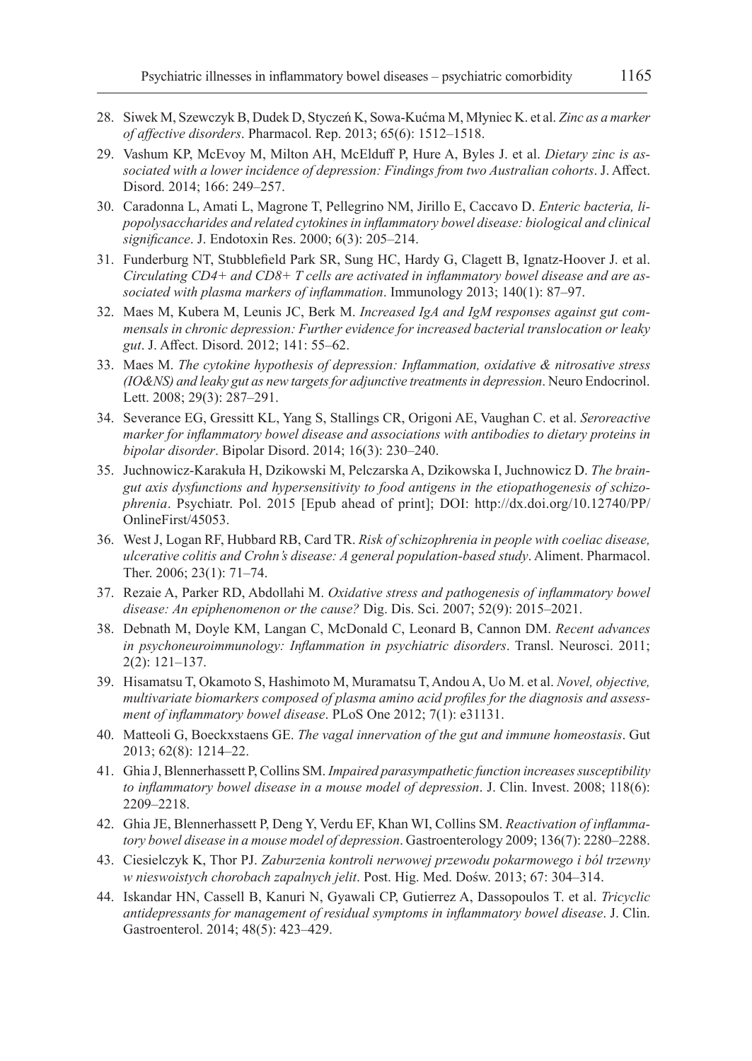28. Siwek M, Szewczyk B, Dudek D, Styczeń K, Sowa-Kućma M, Młyniec K. et al. *Zinc as a marker of affective disorders*. Pharmacol. Rep. 2013; 65(6): 1512–1518.
29. Vashum KP, McEvoy M, Milton AH, McElduff P, Hure A, Byles J. et al. *Dietary zinc is associated with a lower incidence of depression: Findings from two Australian cohorts*. J. Affect. Disord. 2014; 166: 249–257.
30. Caradonna L, Amati L, Magrone T, Pellegrino NM, Jirillo E, Caccavo D. *Enteric bacteria, lipopolysaccharides and related cytokines in inflammatory bowel disease: biological and clinical significance*. J. Endotoxin Res. 2000; 6(3): 205–214.
31. Funderburg NT, Stubblefield Park SR, Sung HC, Hardy G, Clagett B, Ignatz-Hoover J. et al. *Circulating CD4+ and CD8+ T cells are activated in inflammatory bowel disease and are associated with plasma markers of inflammation*. Immunology 2013; 140(1): 87–97.
32. Maes M, Kubera M, Leunis JC, Berk M. *Increased IgA and IgM responses against gut commensals in chronic depression: Further evidence for increased bacterial translocation or leaky gut*. J. Affect. Disord. 2012; 141: 55–62.
33. Maes M. *The cytokine hypothesis of depression: Inflammation, oxidative & nitrosative stress (IO&NS) and leaky gut as new targets for adjunctive treatments in depression*. Neuro Endocrinol. Lett. 2008; 29(3): 287–291.
34. Severance EG, Gressitt KL, Yang S, Stallings CR, Origoni AE, Vaughan C. et al. *Seroreactive marker for inflammatory bowel disease and associations with antibodies to dietary proteins in bipolar disorder*. Bipolar Disord. 2014; 16(3): 230–240.
35. Juchnowicz-Karakuła H, Dzikowski M, Pelczarska A, Dzikowska I, Juchnowicz D. *The brain-gut axis dysfunctions and hypersensitivity to food antigens in the etiopathogenesis of schizophrenia*. Psychiatr. Pol. 2015 [Epub ahead of print]; DOI: http://dx.doi.org/10.12740/PP/OnlineFirst/45053.
36. West J, Logan RF, Hubbard RB, Card TR. *Risk of schizophrenia in people with coeliac disease, ulcerative colitis and Crohn's disease: A general population-based study*. Aliment. Pharmacol. Ther. 2006; 23(1): 71–74.
37. Rezaie A, Parker RD, Abdollahi M. *Oxidative stress and pathogenesis of inflammatory bowel disease: An epiphenomenon or the cause?* Dig. Dis. Sci. 2007; 52(9): 2015–2021.
38. Debnath M, Doyle KM, Langan C, McDonald C, Leonard B, Cannon DM. *Recent advances in psychoneuroimmunology: Inflammation in psychiatric disorders*. Transl. Neurosci. 2011; 2(2): 121–137.
39. Hisamatsu T, Okamoto S, Hashimoto M, Muramatsu T, Andou A, Uo M. et al. *Novel, objective, multivariate biomarkers composed of plasma amino acid profiles for the diagnosis and assessment of inflammatory bowel disease*. PLoS One 2012; 7(1): e31131.
40. Matteoli G, Boeckxstaens GE. *The vagal innervation of the gut and immune homeostasis*. Gut 2013; 62(8): 1214–22.
41. Ghia J, Blennerhassett P, Collins SM. *Impaired parasympathetic function increases susceptibility to inflammatory bowel disease in a mouse model of depression*. J. Clin. Invest. 2008; 118(6): 2209–2218.
42. Ghia JE, Blennerhassett P, Deng Y, Verdu EF, Khan WI, Collins SM. *Reactivation of inflammatory bowel disease in a mouse model of depression*. Gastroenterology 2009; 136(7): 2280–2288.
43. Ciesielczyk K, Thor PJ. *Zaburzenia kontroli nerwowej przewodu pokarmowego i ból trzewny w nieswoistych chorobach zapalnych jelit*. Post. Hig. Med. Dośw. 2013; 67: 304–314.
44. Iskandar HN, Cassell B, Kanuri N, Gyawali CP, Gutierrez A, Dassopoulos T. et al. *Tricyclic antidepressants for management of residual symptoms in inflammatory bowel disease*. J. Clin. Gastroenterol. 2014; 48(5): 423–429.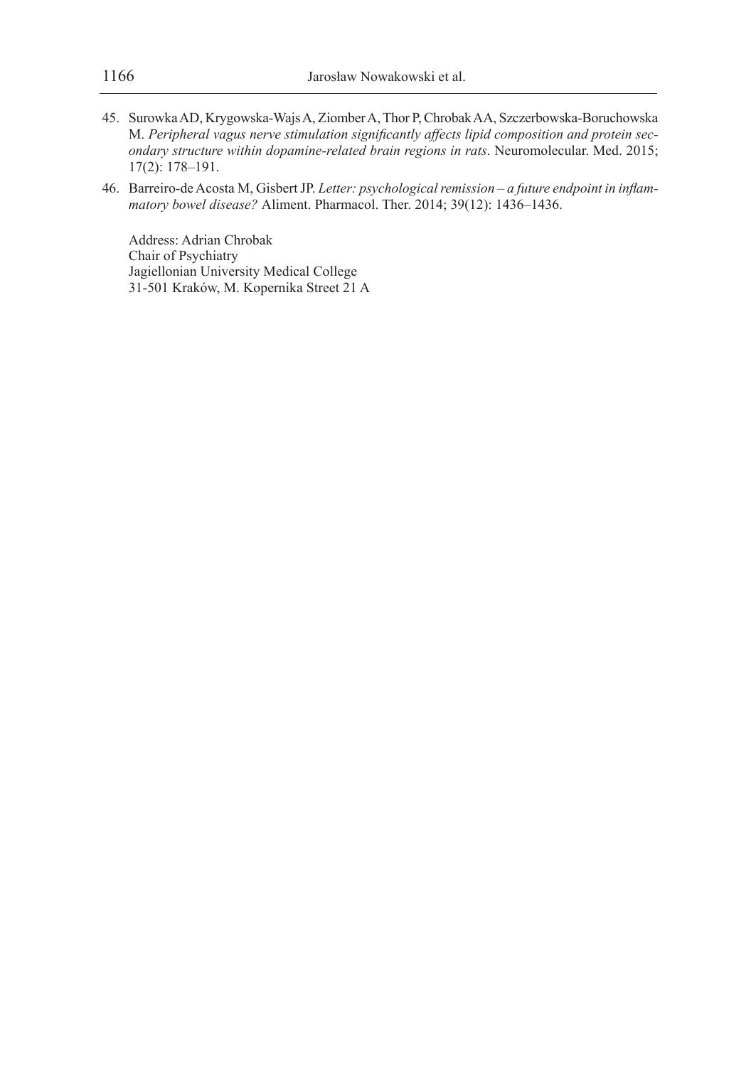45. Surowka AD, Krygowska-Wajs A, Ziomber A, Thor P, Chrobak AA, Szczerbowska-Boruchowska M. *Peripheral vagus nerve stimulation significantly affects lipid composition and protein secondary structure within dopamine-related brain regions in rats*. Neuromolecular. Med. 2015; 17(2): 178–191.
46. Barreiro-de Acosta M, Gisbert JP. *Letter: psychological remission – a future endpoint in inflammatory bowel disease?* Aliment. Pharmacol. Ther. 2014; 39(12): 1436–1436.

Address: Adrian Chrobak
Chair of Psychiatry
Jagiellonian University Medical College
31-501 Kraków, M. Kopernika Street 21 A